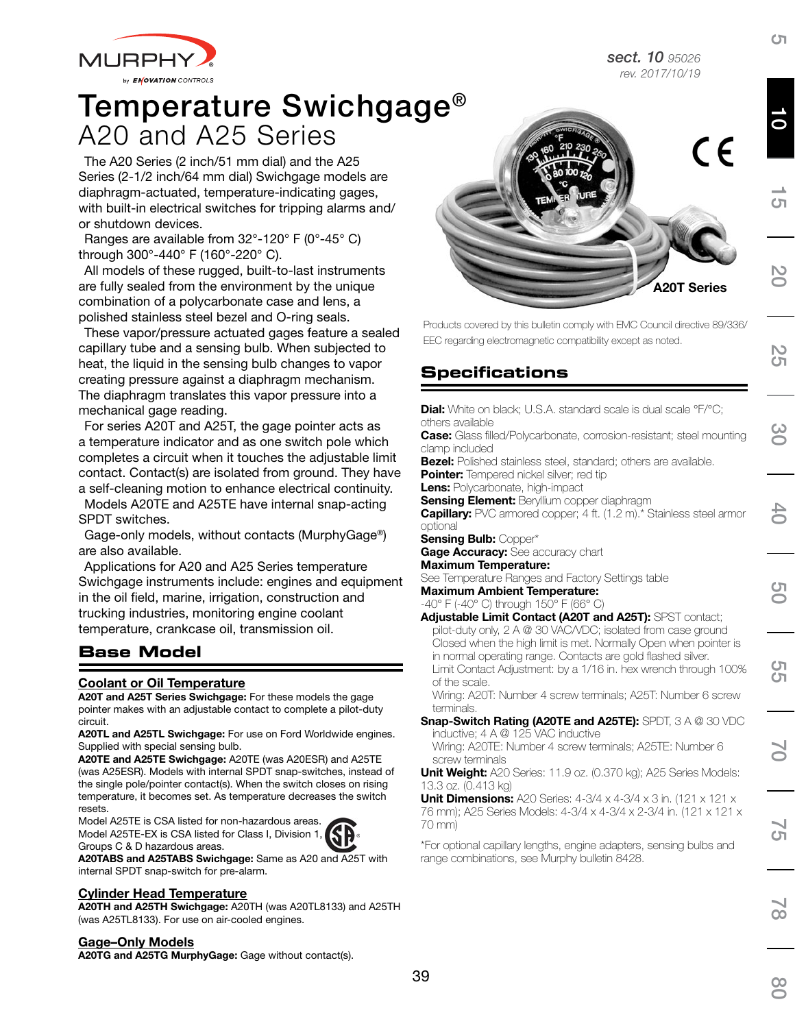# Temperature Swichgage®

## A20 and A25 Series

The A20 Series (2 inch/51 mm dial) and the A25 Series (2-1/2 inch/64 mm dial) Swichgage models are diaphragm-actuated, temperature-indicating gages, with built-in electrical switches for tripping alarms and/or shutdown devices.

Ranges are available from 32°-120° F (0°-45° C) through 300°-440° F (160°-220° C).

All models of these rugged, built-to-last instruments are fully sealed from the environment by the unique combination of a polycarbonate case and lens, a polished stainless steel bezel and O-ring seals.

These vapor/pressure actuated gages feature a sealed capillary tube and a sensing bulb. When subjected to heat, the liquid in the sensing bulb changes to vapor creating pressure against a diaphragm mechanism. The diaphragm translates this vapor pressure into a mechanical gage reading.

For series A20T and A25T, the gage pointer acts as a temperature indicator and as one switch pole which completes a circuit when it touches the adjustable limit contact. Contact(s) are isolated from ground. They have a self-cleaning motion to enhance electrical continuity.

Models A20TE and A25TE have internal snap-acting SPDT switches.

Gage-only models, without contacts (MurphyGage®) are also available.

Applications for A20 and A25 Series temperature Swichgage instruments include: engines and equipment in the oil field, marine, irrigation, construction and trucking industries, monitoring engine coolant temperature, crankcase oil, transmission oil.

## Base Model

### Coolant or Oil Temperature

**A20T and A25T Series Swichgage:** For these models the gage pointer makes with an adjustable contact to complete a pilot-duty circuit.

**A20TL and A25TL Swichgage:** For use on Ford Worldwide engines. Supplied with special sensing bulb.

**A20TE and A25TE Swichgage:** A20TE (was A20ESR) and A25TE (was A25ESR). Models with internal SPDT snap-switches, instead of the single pole/pointer contact(s). When the switch closes on rising temperature, it becomes set. As temperature decreases the switch resets.

Model A25TE is CSA listed for non-hazardous areas.
Model A25TE-EX is CSA listed for Class I, Division 1, Groups C & D hazardous areas.

**A20TABS and A25TABS Swichgage:** Same as A20 and A25T with internal SPDT snap-switch for pre-alarm.

### Cylinder Head Temperature

**A20TH and A25TH Swichgage:** A20TH (was A20TL8133) and A25TH (was A25TL8133). For use on air-cooled engines.

### Gage–Only Models

**A20TG and A25TG MurphyGage:** Gage without contact(s).

A20T Series

Products covered by this bulletin comply with EMC Council directive 89/336/EEC regarding electromagnetic compatibility except as noted.

## Specifications

**Dial:** White on black; U.S.A. standard scale is dual scale °F/°C; others available

**Case:** Glass filled/Polycarbonate, corrosion-resistant; steel mounting clamp included

**Bezel:** Polished stainless steel, standard; others are available.

**Pointer:** Tempered nickel silver; red tip

**Lens:** Polycarbonate, high-impact

**Sensing Element:** Beryllium copper diaphragm

**Capillary:** PVC armored copper; 4 ft. (1.2 m).* Stainless steel armor optional

**Sensing Bulb:** Copper*

**Gage Accuracy:** See accuracy chart

**Maximum Temperature:**
See Temperature Ranges and Factory Settings table

**Maximum Ambient Temperature:**
-40° F (-40° C) through 150° F (66° C)

**Adjustable Limit Contact (A20T and A25T):** SPST contact; pilot-duty only, 2 A @ 30 VAC/VDC; isolated from case ground Closed when the high limit is met. Normally Open when pointer is in normal operating range. Contacts are gold flashed silver.
Limit Contact Adjustment: by a 1/16 in. hex wrench through 100% of the scale.
Wiring: A20T: Number 4 screw terminals; A25T: Number 6 screw terminals.

**Snap-Switch Rating (A20TE and A25TE):** SPDT, 3 A @ 30 VDC inductive; 4 A @ 125 VAC inductive
Wiring: A20TE: Number 4 screw terminals; A25TE: Number 6 screw terminals

**Unit Weight:** A20 Series: 11.9 oz. (0.370 kg); A25 Series Models: 13.3 oz. (0.413 kg)

**Unit Dimensions:** A20 Series: 4-3/4 x 4-3/4 x 3 in. (121 x 121 x 76 mm); A25 Series Models: 4-3/4 x 4-3/4 x 2-3/4 in. (121 x 121 x 70 mm)

*For optional capillary lengths, engine adapters, sensing bulbs and range combinations, see Murphy bulletin 8428.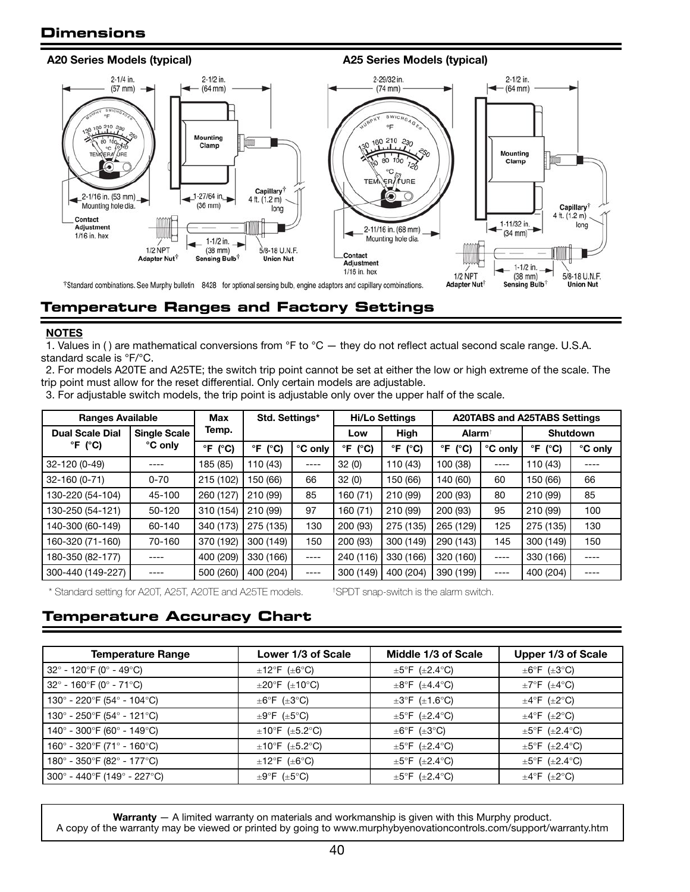## Dimensions

**A20 Series Models (typical)**

2-1/4 in. (57 mm)
2-1/2 in. (64 mm)
Mounting Clamp
2-1/16 in. (53 mm) Mounting hole dia.
1-27/64 in. (36 mm)
Capillary† 4 ft. (1.2 m) long
Contact Adjustment 1/16 in. hex
1/2 NPT Adapter Nut†
1-1/2 in. (38 mm) Sensing Bulb†
5/8-18 U.N.F. Union Nut

**A25 Series Models (typical)**

2-29/32 in. (74 mm)
2-1/2 in. (64 mm)
Mounting Clamp
2-11/16 in. (68 mm) Mounting hole dia.
1-11/32 in. (34 mm)
Capillary† 4 ft. (1.2 m) long
Contact Adjustment 1/16 in. hex
1/2 NPT Adapter Nut†
1-1/2 in. (38 mm) Sensing Bulb†
5/8-18 U.N.F. Union Nut

†Standard combinations. See Murphy bulletin 8428 for optional sensing bulb, engine adaptors and capillary combinations.

## Temperature Ranges and Factory Settings

**NOTES**

1. Values in ( ) are mathematical conversions from °F to °C — they do not reflect actual second scale range. U.S.A. standard scale is °F/°C.
2. For models A20TE and A25TE; the switch trip point cannot be set at either the low or high extreme of the scale. The trip point must allow for the reset differential. Only certain models are adjustable.
3. For adjustable switch models, the trip point is adjustable only over the upper half of the scale.

| Ranges Available | | Max Temp. | Std. Settings* | | Hi/Lo Settings | | A20TABS and A25TABS Settings | | | |
|---|---|---|---|---|---|---|---|---|---|---|
| Dual Scale Dial °F (°C) | Single Scale °C only | | | | Low | High | Alarm† | | Shutdown | |
| | | °F (°C) | °F (°C) | °C only | °F (°C) | °F (°C) | °F (°C) | °C only | °F (°C) | °C only |
| 32-120 (0-49) | ---- | 185 (85) | 110 (43) | ---- | 32 (0) | 110 (43) | 100 (38) | ---- | 110 (43) | ---- |
| 32-160 (0-71) | 0-70 | 215 (102) | 150 (66) | 66 | 32 (0) | 150 (66) | 140 (60) | 60 | 150 (66) | 66 |
| 130-220 (54-104) | 45-100 | 260 (127) | 210 (99) | 85 | 160 (71) | 210 (99) | 200 (93) | 80 | 210 (99) | 85 |
| 130-250 (54-121) | 50-120 | 310 (154) | 210 (99) | 97 | 160 (71) | 210 (99) | 200 (93) | 95 | 210 (99) | 100 |
| 140-300 (60-149) | 60-140 | 340 (173) | 275 (135) | 130 | 200 (93) | 275 (135) | 265 (129) | 125 | 275 (135) | 130 |
| 160-320 (71-160) | 70-160 | 370 (192) | 300 (149) | 150 | 200 (93) | 300 (149) | 290 (143) | 145 | 300 (149) | 150 |
| 180-350 (82-177) | ---- | 400 (209) | 330 (166) | ---- | 240 (116) | 330 (166) | 320 (160) | ---- | 330 (166) | ---- |
| 300-440 (149-227) | ---- | 500 (260) | 400 (204) | ---- | 300 (149) | 400 (204) | 390 (199) | ---- | 400 (204) | ---- |

\* Standard setting for A20T, A25T, A20TE and A25TE models. †SPDT snap-switch is the alarm switch.

## Temperature Accuracy Chart

| Temperature Range | Lower 1/3 of Scale | Middle 1/3 of Scale | Upper 1/3 of Scale |
|---|---|---|---|
| 32° - 120°F (0° - 49°C) | ±12°F (±6°C) | ±5°F (±2.4°C) | ±6°F (±3°C) |
| 32° - 160°F (0° - 71°C) | ±20°F (±10°C) | ±8°F (±4.4°C) | ±7°F (±4°C) |
| 130° - 220°F (54° - 104°C) | ±6°F (±3°C) | ±3°F (±1.6°C) | ±4°F (±2°C) |
| 130° - 250°F (54° - 121°C) | ±9°F (±5°C) | ±5°F (±2.4°C) | ±4°F (±2°C) |
| 140° - 300°F (60° - 149°C) | ±10°F (±5.2°C) | ±6°F (±3°C) | ±5°F (±2.4°C) |
| 160° - 320°F (71° - 160°C) | ±10°F (±5.2°C) | ±5°F (±2.4°C) | ±5°F (±2.4°C) |
| 180° - 350°F (82° - 177°C) | ±12°F (±6°C) | ±5°F (±2.4°C) | ±5°F (±2.4°C) |
| 300° - 440°F (149° - 227°C) | ±9°F (±5°C) | ±5°F (±2.4°C) | ±4°F (±2°C) |

**Warranty** — A limited warranty on materials and workmanship is given with this Murphy product. A copy of the warranty may be viewed or printed by going to www.murphybyenovationcontrols.com/support/warranty.htm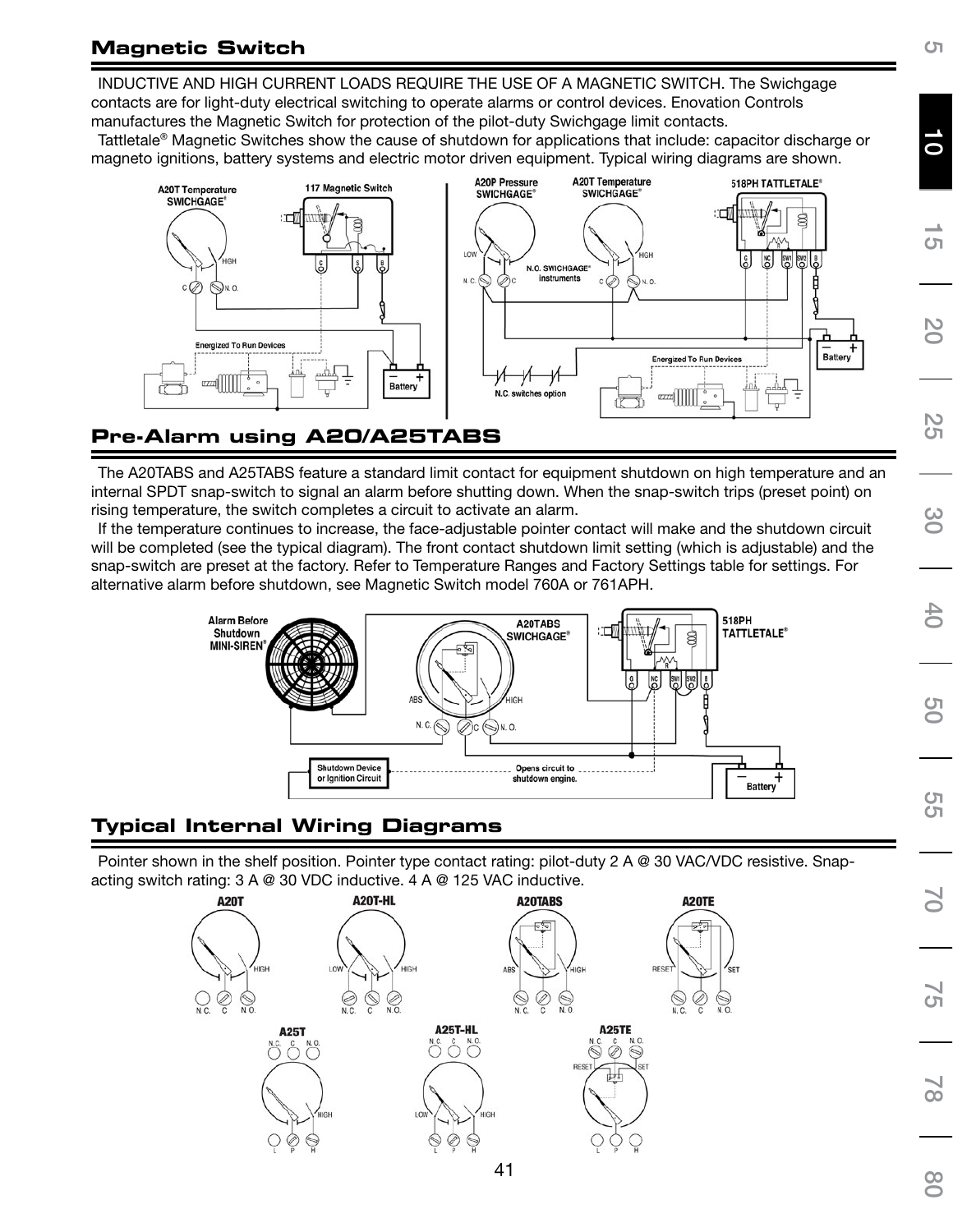## Magnetic Switch

INDUCTIVE AND HIGH CURRENT LOADS REQUIRE THE USE OF A MAGNETIC SWITCH. The Swichgage contacts are for light-duty electrical switching to operate alarms or control devices. Enovation Controls manufactures the Magnetic Switch for protection of the pilot-duty Swichgage limit contacts.

Tattletale® Magnetic Switches show the cause of shutdown for applications that include: capacitor discharge or magneto ignitions, battery systems and electric motor driven equipment. Typical wiring diagrams are shown.

## Pre-Alarm using A20/A25TABS

The A20TABS and A25TABS feature a standard limit contact for equipment shutdown on high temperature and an internal SPDT snap-switch to signal an alarm before shutting down. When the snap-switch trips (preset point) on rising temperature, the switch completes a circuit to activate an alarm.

If the temperature continues to increase, the face-adjustable pointer contact will make and the shutdown circuit will be completed (see the typical diagram). The front contact shutdown limit setting (which is adjustable) and the snap-switch are preset at the factory. Refer to Temperature Ranges and Factory Settings table for settings. For alternative alarm before shutdown, see Magnetic Switch model 760A or 761APH.

## Typical Internal Wiring Diagrams

Pointer shown in the shelf position. Pointer type contact rating: pilot-duty 2 A @ 30 VAC/VDC resistive. Snap-acting switch rating: 3 A @ 30 VDC inductive. 4 A @ 125 VAC inductive.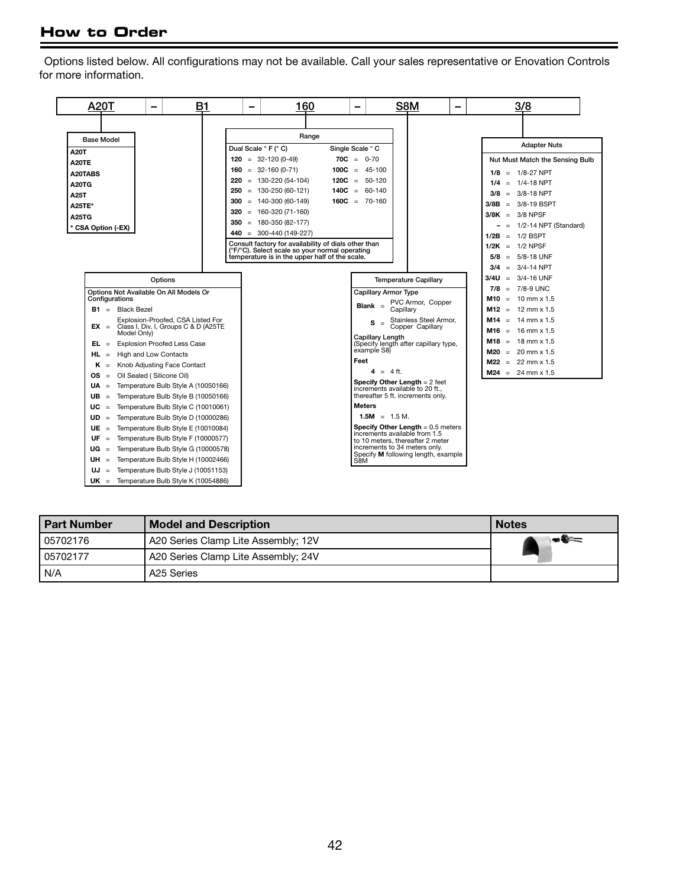## How to Order

Options listed below. All configurations may not be available. Call your sales representative or Enovation Controls for more information.

| A20T | – | B1 | – | 160 | – | S8M | – | 3/8 |
|---|---|---|---|---|---|---|---|---|

**Base Model**

- A20T
- A20TE
- A20TABS
- A20TG
- A25T
- A25TE*
- A25TG
- * CSA Option (-EX)

**Options**

Options Not Available On All Models Or Configurations

- **B1** = Black Bezel
- **EX** = Explosion-Proofed, CSA Listed For Class I, Div. I, Groups C & D (A25TE Model Only)
- **EL** = Explosion Proofed Less Case
- **HL** = High and Low Contacts
- **K** = Knob Adjusting Face Contact
- **OS** = Oil Sealed ( Silicone Oil)
- **UA** = Temperature Bulb Style A (10050166)
- **UB** = Temperature Bulb Style B (10050166)
- **UC** = Temperature Bulb Style C (10010061)
- **UD** = Temperature Bulb Style D (10000286)
- **UE** = Temperature Bulb Style E (10010084)
- **UF** = Temperature Bulb Style F (10000577)
- **UG** = Temperature Bulb Style G (10000578)
- **UH** = Temperature Bulb Style H (10002466)
- **UJ** = Temperature Bulb Style J (10051153)
- **UK** = Temperature Bulb Style K (10054886)

**Range**

| Dual Scale ° F (° C) | Single Scale ° C |
|---|---|
| **120** = 32-120 (0-49) | **70C** = 0-70 |
| **160** = 32-160 (0-71) | **100C** = 45-100 |
| **220** = 130-220 (54-104) | **120C** = 50-120 |
| **250** = 130-250 (60-121) | **140C** = 60-140 |
| **300** = 140-300 (60-149) | **160C** = 70-160 |
| **320** = 160-320 (71-160) | |
| **350** = 180-350 (82-177) | |
| **440** = 300-440 (149-227) | |

Consult factory for availability of dials other than (°F/°C). Select scale so your normal operating temperature is in the upper half of the scale.

**Temperature Capillary**

Capillary Armor Type

- **Blank** = PVC Armor, Copper Capillary
- **S** = Stainless Steel Armor, Copper Capillary

Capillary Length (Specify length after capillary type, example S8)

**Feet**

- **4** = 4 ft.

**Specify Other Length** = 2 feet increments available to 20 ft., thereafter 5 ft. increments only.

**Meters**

- **1.5M** = 1.5 M.

**Specify Other Length** = 0.5 meters increments available from 1.5 to 10 meters, thereafter 2 meter increments to 34 meters only. Specify **M** following length, example S8M

**Adapter Nuts**

Nut Must Match the Sensing Bulb

- **1/8** = 1/8-27 NPT
- **1/4** = 1/4-18 NPT
- **3/8** = 3/8-18 NPT
- **3/8B** = 3/8-19 BSPT
- **3/8K** = 3/8 NPSF
- **–** = 1/2-14 NPT (Standard)
- **1/2B** = 1/2 BSPT
- **1/2K** = 1/2 NPSF
- **5/8** = 5/8-18 UNF
- **3/4** = 3/4-14 NPT
- **3/4U** = 3/4-16 UNF
- **7/8** = 7/8-9 UNC
- **M10** = 10 mm x 1.5
- **M12** = 12 mm x 1.5
- **M14** = 14 mm x 1.5
- **M16** = 16 mm x 1.5
- **M18** = 18 mm x 1.5
- **M20** = 20 mm x 1.5
- **M22** = 22 mm x 1.5
- **M24** = 24 mm x 1.5

| Part Number | Model and Description | Notes |
|---|---|---|
| 05702176 | A20 Series Clamp Lite Assembly; 12V | |
| 05702177 | A20 Series Clamp Lite Assembly; 24V | |
| N/A | A25 Series | |